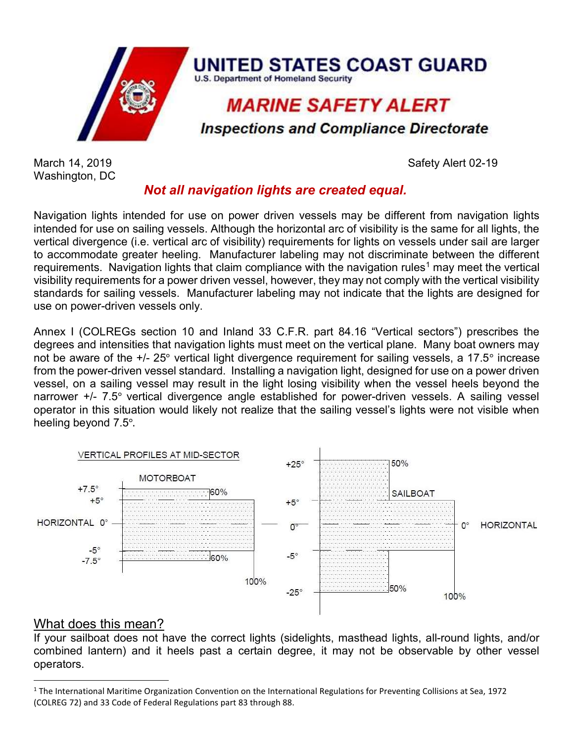# UNITED STATES COAST GUARD

U.S. Department of Homeland Security

## MARINE SAFETY ALERT

### Inspections and Compliance Directorate

March 14, 2019
Washington, DC

Safety Alert 02-19

## *Not all navigation lights are created equal.*

Navigation lights intended for use on power driven vessels may be different from navigation lights intended for use on sailing vessels. Although the horizontal arc of visibility is the same for all lights, the vertical divergence (i.e. vertical arc of visibility) requirements for lights on vessels under sail are larger to accommodate greater heeling. Manufacturer labeling may not discriminate between the different requirements. Navigation lights that claim compliance with the navigation rules[1] may meet the vertical visibility requirements for a power driven vessel, however, they may not comply with the vertical visibility standards for sailing vessels. Manufacturer labeling may not indicate that the lights are designed for use on power-driven vessels only.

Annex I (COLREGs section 10 and Inland 33 C.F.R. part 84.16 "Vertical sectors") prescribes the degrees and intensities that navigation lights must meet on the vertical plane. Many boat owners may not be aware of the +/- 25° vertical light divergence requirement for sailing vessels, a 17.5° increase from the power-driven vessel standard. Installing a navigation light, designed for use on a power driven vessel, on a sailing vessel may result in the light losing visibility when the vessel heels beyond the narrower +/- 7.5° vertical divergence angle established for power-driven vessels. A sailing vessel operator in this situation would likely not realize that the sailing vessel's lights were not visible when heeling beyond 7.5°.

VERTICAL PROFILES AT MID-SECTOR

MOTORBOAT: +7.5° 60%, +5°, HORIZONTAL 0°, -5°, -7.5° 60%, 100%

SAILBOAT: +25° 50%, +5°, 0° HORIZONTAL, -5°, -25° 50%, 100%

## What does this mean?

If your sailboat does not have the correct lights (sidelights, masthead lights, all-round lights, and/or combined lantern) and it heels past a certain degree, it may not be observable by other vessel operators.

---

[1] The International Maritime Organization Convention on the International Regulations for Preventing Collisions at Sea, 1972 (COLREG 72) and 33 Code of Federal Regulations part 83 through 88.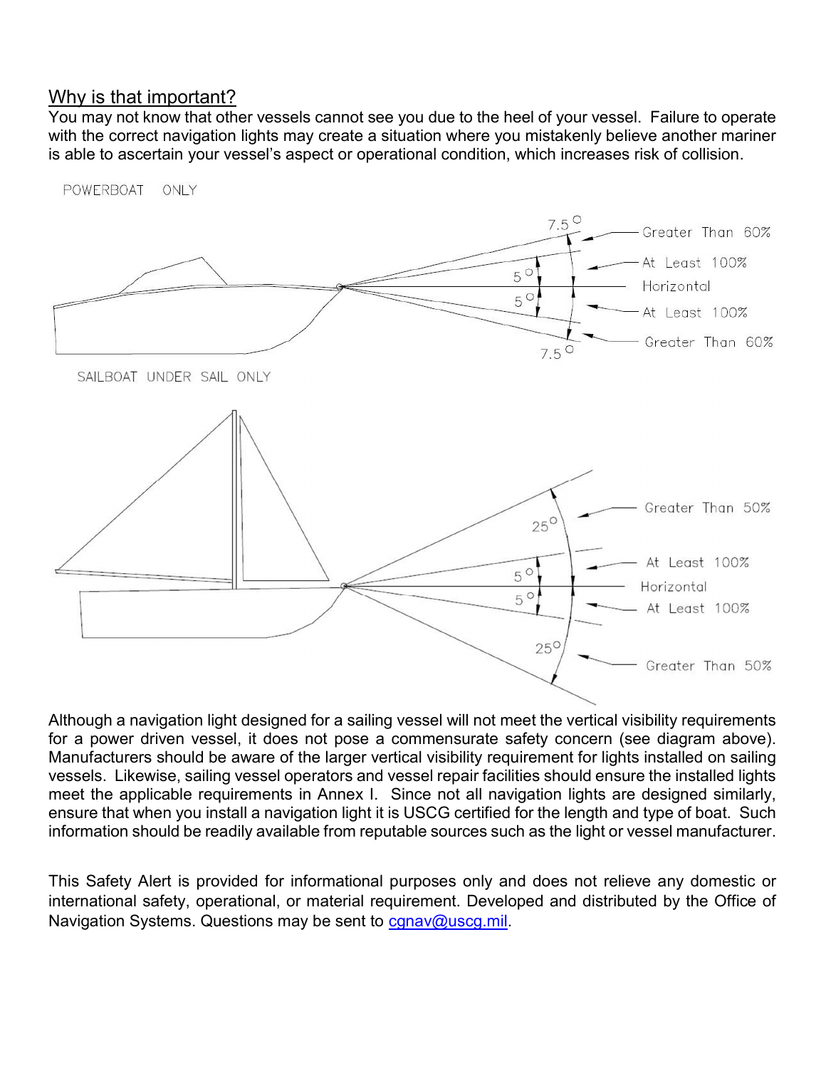## Why is that important?

You may not know that other vessels cannot see you due to the heel of your vessel. Failure to operate with the correct navigation lights may create a situation where you mistakenly believe another mariner is able to ascertain your vessel's aspect or operational condition, which increases risk of collision.

POWERBOAT ONLY

7.5°
Greater Than 60%
5°
At Least 100%
Horizontal
5°
At Least 100%
Greater Than 60%
7.5°

SAILBOAT UNDER SAIL ONLY

25°
Greater Than 50%
5°
At Least 100%
Horizontal
5°
At Least 100%
25°
Greater Than 50%

Although a navigation light designed for a sailing vessel will not meet the vertical visibility requirements for a power driven vessel, it does not pose a commensurate safety concern (see diagram above). Manufacturers should be aware of the larger vertical visibility requirement for lights installed on sailing vessels. Likewise, sailing vessel operators and vessel repair facilities should ensure the installed lights meet the applicable requirements in Annex I. Since not all navigation lights are designed similarly, ensure that when you install a navigation light it is USCG certified for the length and type of boat. Such information should be readily available from reputable sources such as the light or vessel manufacturer.

This Safety Alert is provided for informational purposes only and does not relieve any domestic or international safety, operational, or material requirement. Developed and distributed by the Office of Navigation Systems. Questions may be sent to cgnav@uscg.mil.